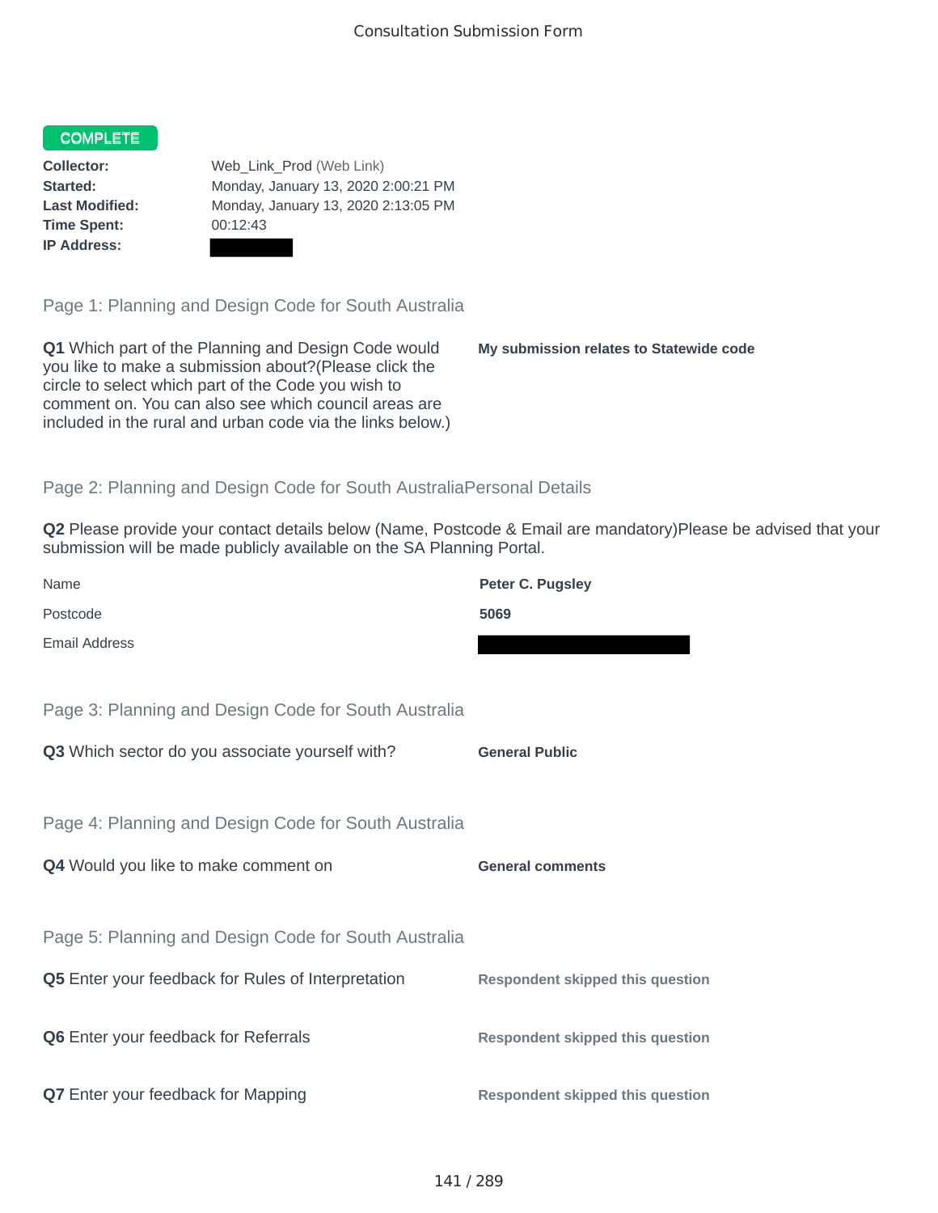Consultation Submission Form

**COMPLETE**

**Collector:** Web_Link_Prod (Web Link)
**Started:** Monday, January 13, 2020 2:00:21 PM
**Last Modified:** Monday, January 13, 2020 2:13:05 PM
**Time Spent:** 00:12:43
**IP Address:**

## Page 1: Planning and Design Code for South Australia

**Q1** Which part of the Planning and Design Code would you like to make a submission about?(Please click the circle to select which part of the Code you wish to comment on. You can also see which council areas are included in the rural and urban code via the links below.)

**My submission relates to Statewide code**

## Page 2: Planning and Design Code for South AustraliaPersonal Details

**Q2** Please provide your contact details below (Name, Postcode & Email are mandatory)Please be advised that your submission will be made publicly available on the SA Planning Portal.

| | |
|---|---|
| Name | **Peter C. Pugsley** |
| Postcode | **5069** |
| Email Address | |

## Page 3: Planning and Design Code for South Australia

**Q3** Which sector do you associate yourself with?

**General Public**

## Page 4: Planning and Design Code for South Australia

**Q4** Would you like to make comment on

**General comments**

## Page 5: Planning and Design Code for South Australia

**Q5** Enter your feedback for Rules of Interpretation

**Respondent skipped this question**

**Q6** Enter your feedback for Referrals

**Respondent skipped this question**

**Q7** Enter your feedback for Mapping

**Respondent skipped this question**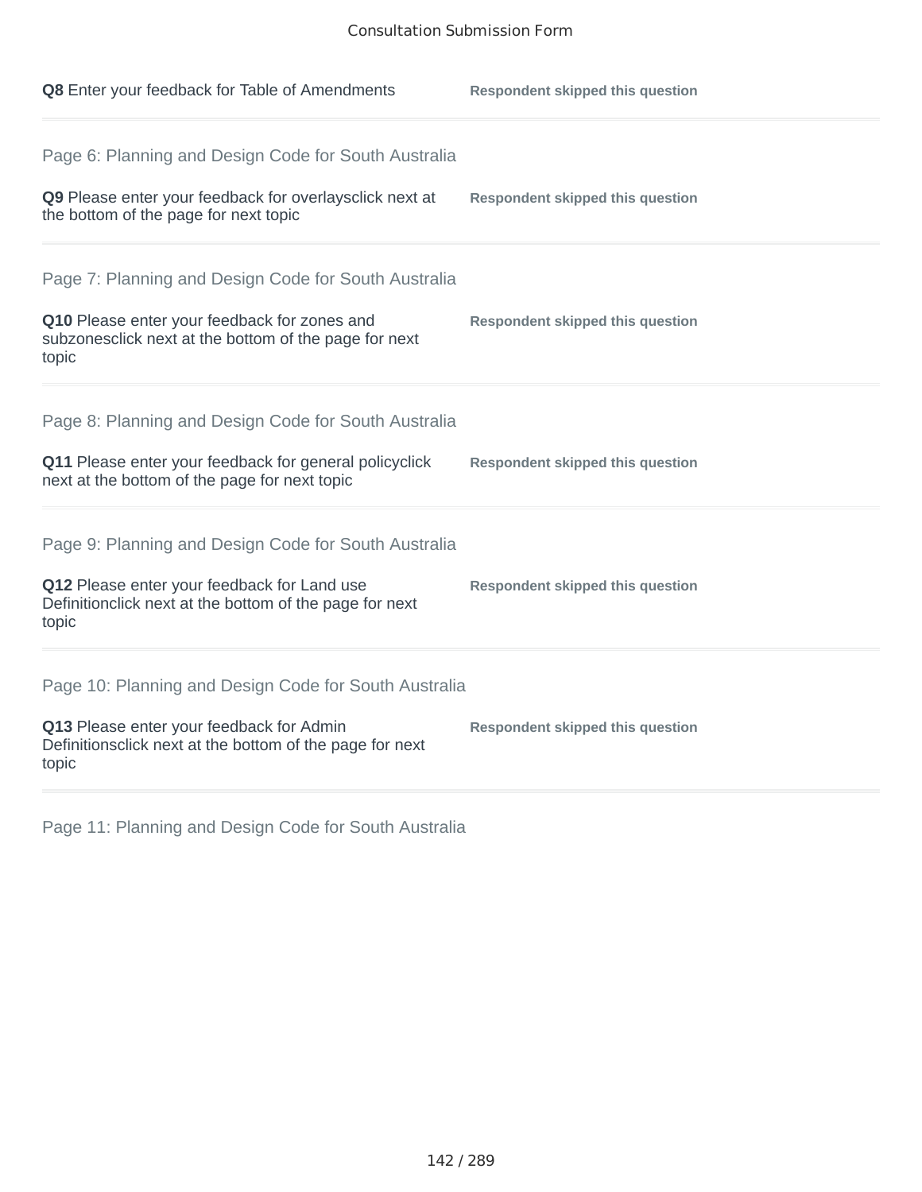**Q8** Enter your feedback for Table of Amendments

**Respondent skipped this question**

---

Page 6: Planning and Design Code for South Australia

**Q9** Please enter your feedback for overlaysclick next at the bottom of the page for next topic

**Respondent skipped this question**

---

Page 7: Planning and Design Code for South Australia

**Q10** Please enter your feedback for zones and subzonesclick next at the bottom of the page for next topic

**Respondent skipped this question**

---

Page 8: Planning and Design Code for South Australia

**Q11** Please enter your feedback for general policyclick next at the bottom of the page for next topic

**Respondent skipped this question**

---

Page 9: Planning and Design Code for South Australia

**Q12** Please enter your feedback for Land use Definitionclick next at the bottom of the page for next topic

**Respondent skipped this question**

---

Page 10: Planning and Design Code for South Australia

**Q13** Please enter your feedback for Admin Definitionsclick next at the bottom of the page for next topic

**Respondent skipped this question**

---

Page 11: Planning and Design Code for South Australia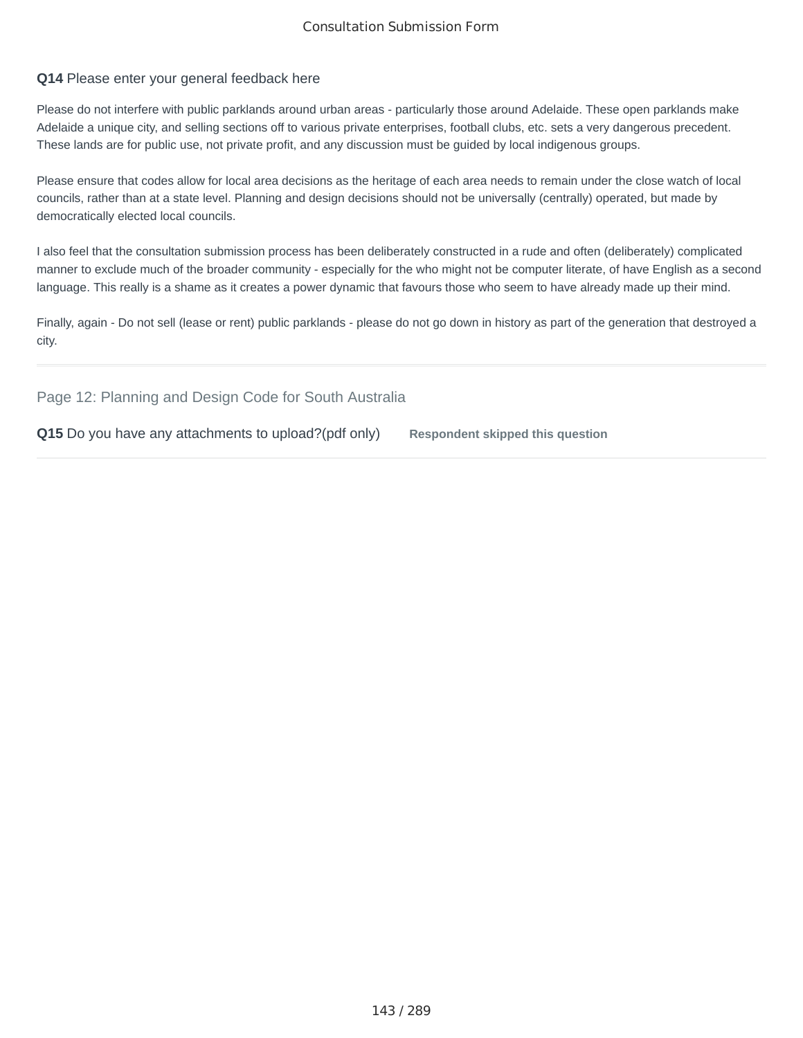**Q14** Please enter your general feedback here

Please do not interfere with public parklands around urban areas - particularly those around Adelaide. These open parklands make Adelaide a unique city, and selling sections off to various private enterprises, football clubs, etc. sets a very dangerous precedent. These lands are for public use, not private profit, and any discussion must be guided by local indigenous groups.

Please ensure that codes allow for local area decisions as the heritage of each area needs to remain under the close watch of local councils, rather than at a state level. Planning and design decisions should not be universally (centrally) operated, but made by democratically elected local councils.

I also feel that the consultation submission process has been deliberately constructed in a rude and often (deliberately) complicated manner to exclude much of the broader community - especially for the who might not be computer literate, of have English as a second language. This really is a shame as it creates a power dynamic that favours those who seem to have already made up their mind.

Finally, again - Do not sell (lease or rent) public parklands - please do not go down in history as part of the generation that destroyed a city.

## Page 12: Planning and Design Code for South Australia

**Q15** Do you have any attachments to upload?(pdf only) **Respondent skipped this question**